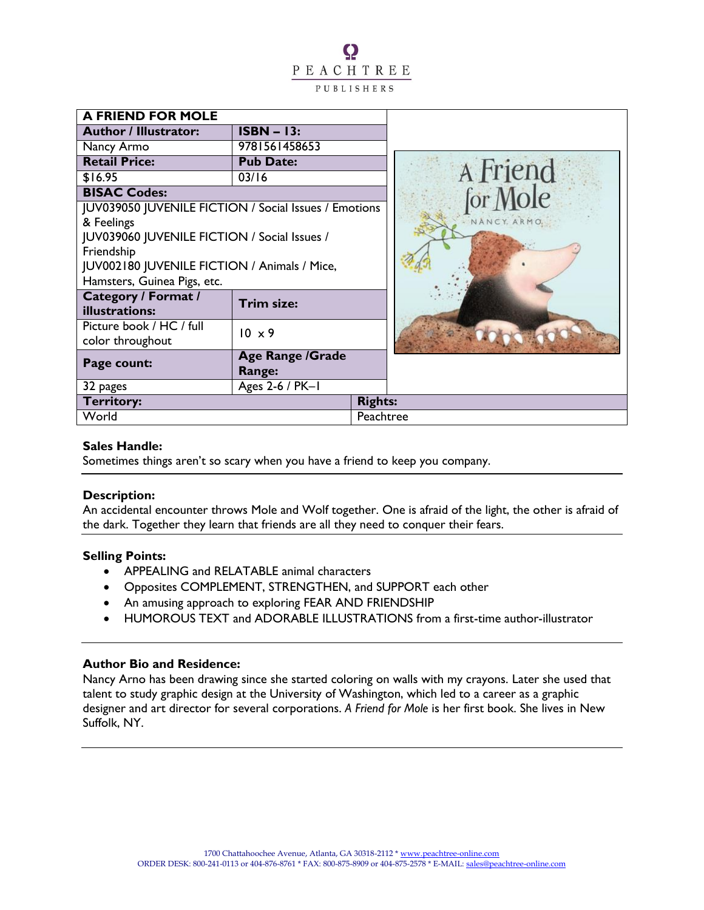PEACHTREE

PUBLISHERS

| A FRIEND FOR MOLE | | |
|---|---|---|
| **Author / Illustrator:** | **ISBN – 13:** | |
| Nancy Armo | 9781561458653 | |
| **Retail Price:** | **Pub Date:** | |
| $16.95 | 03/16 | |
| **BISAC Codes:** | | |
| JUV039050 JUVENILE FICTION / Social Issues / Emotions & Feelings<br>JUV039060 JUVENILE FICTION / Social Issues / Friendship<br>JUV002180 JUVENILE FICTION / Animals / Mice, Hamsters, Guinea Pigs, etc. | | |
| **Category / Format / illustrations:** | **Trim size:** | |
| Picture book / HC / full color throughout | 10 x 9 | |
| **Page count:** | **Age Range /Grade Range:** | |
| 32 pages | Ages 2-6 / PK–1 | |
| **Territory:** | | **Rights:** |
| World | | Peachtree |

**Sales Handle:**
Sometimes things aren't so scary when you have a friend to keep you company.

**Description:**
An accidental encounter throws Mole and Wolf together. One is afraid of the light, the other is afraid of the dark. Together they learn that friends are all they need to conquer their fears.

**Selling Points:**

- APPEALING and RELATABLE animal characters
- Opposites COMPLEMENT, STRENGTHEN, and SUPPORT each other
- An amusing approach to exploring FEAR AND FRIENDSHIP
- HUMOROUS TEXT and ADORABLE ILLUSTRATIONS from a first-time author-illustrator

**Author Bio and Residence:**
Nancy Arno has been drawing since she started coloring on walls with my crayons. Later she used that talent to study graphic design at the University of Washington, which led to a career as a graphic designer and art director for several corporations. *A Friend for Mole* is her first book. She lives in New Suffolk, NY.

1700 Chattahoochee Avenue, Atlanta, GA 30318-2112 * www.peachtree-online.com
ORDER DESK: 800-241-0113 or 404-876-8761 * FAX: 800-875-8909 or 404-875-2578 * E-MAIL: sales@peachtree-online.com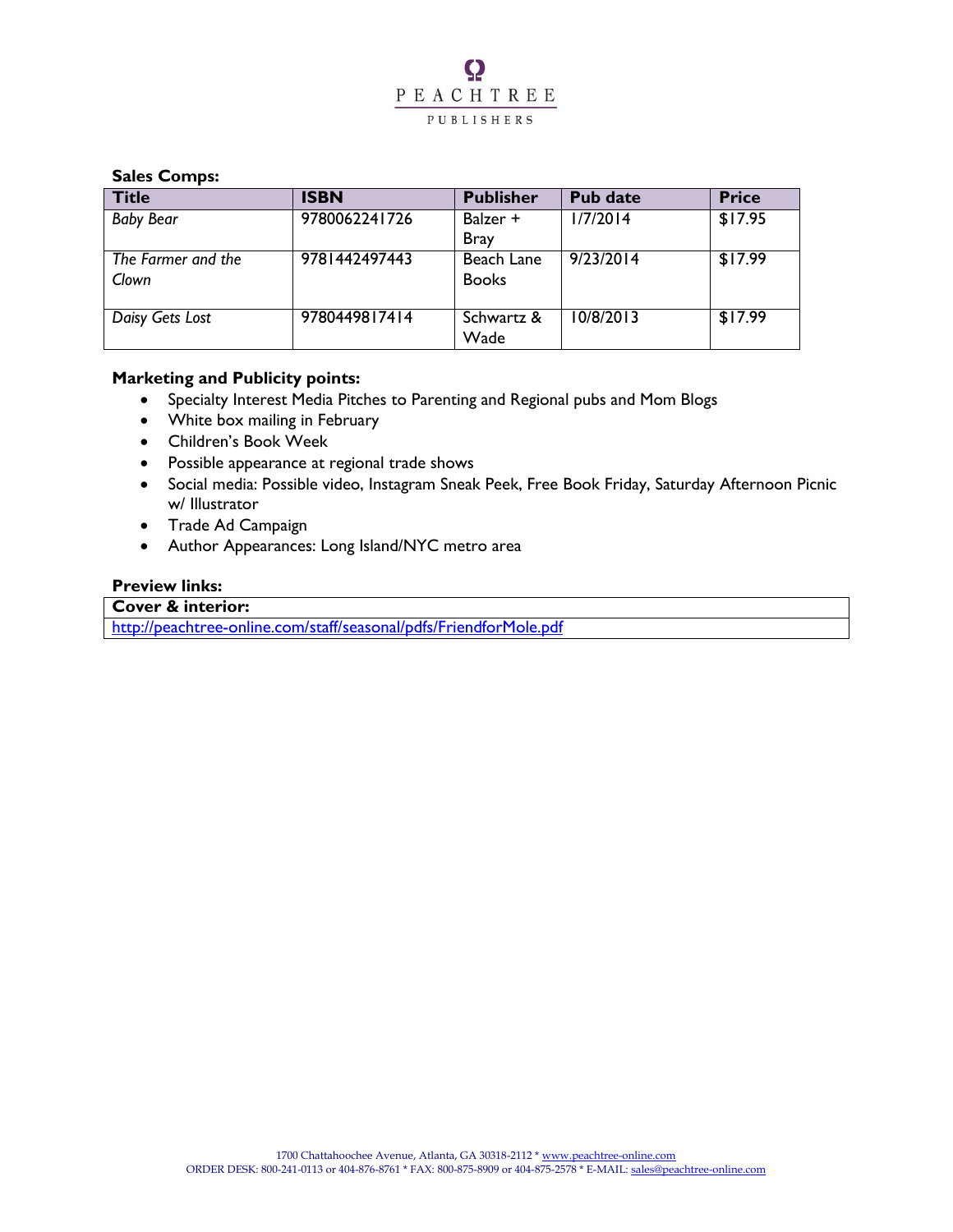**Sales Comps:**

| Title | ISBN | Publisher | Pub date | Price |
|---|---|---|---|---|
| *Baby Bear* | 9780062241726 | Balzer + Bray | 1/7/2014 | $17.95 |
| *The Farmer and the Clown* | 9781442497443 | Beach Lane Books | 9/23/2014 | $17.99 |
| *Daisy Gets Lost* | 9780449817414 | Schwartz & Wade | 10/8/2013 | $17.99 |

**Marketing and Publicity points:**

- Specialty Interest Media Pitches to Parenting and Regional pubs and Mom Blogs
- White box mailing in February
- Children's Book Week
- Possible appearance at regional trade shows
- Social media: Possible video, Instagram Sneak Peek, Free Book Friday, Saturday Afternoon Picnic w/ Illustrator
- Trade Ad Campaign
- Author Appearances: Long Island/NYC metro area

**Preview links:**

| **Cover & interior:** |
|---|
| http://peachtree-online.com/staff/seasonal/pdfs/FriendforMole.pdf |

1700 Chattahoochee Avenue, Atlanta, GA 30318-2112 * www.peachtree-online.com
ORDER DESK: 800-241-0113 or 404-876-8761 * FAX: 800-875-8909 or 404-875-2578 * E-MAIL: sales@peachtree-online.com